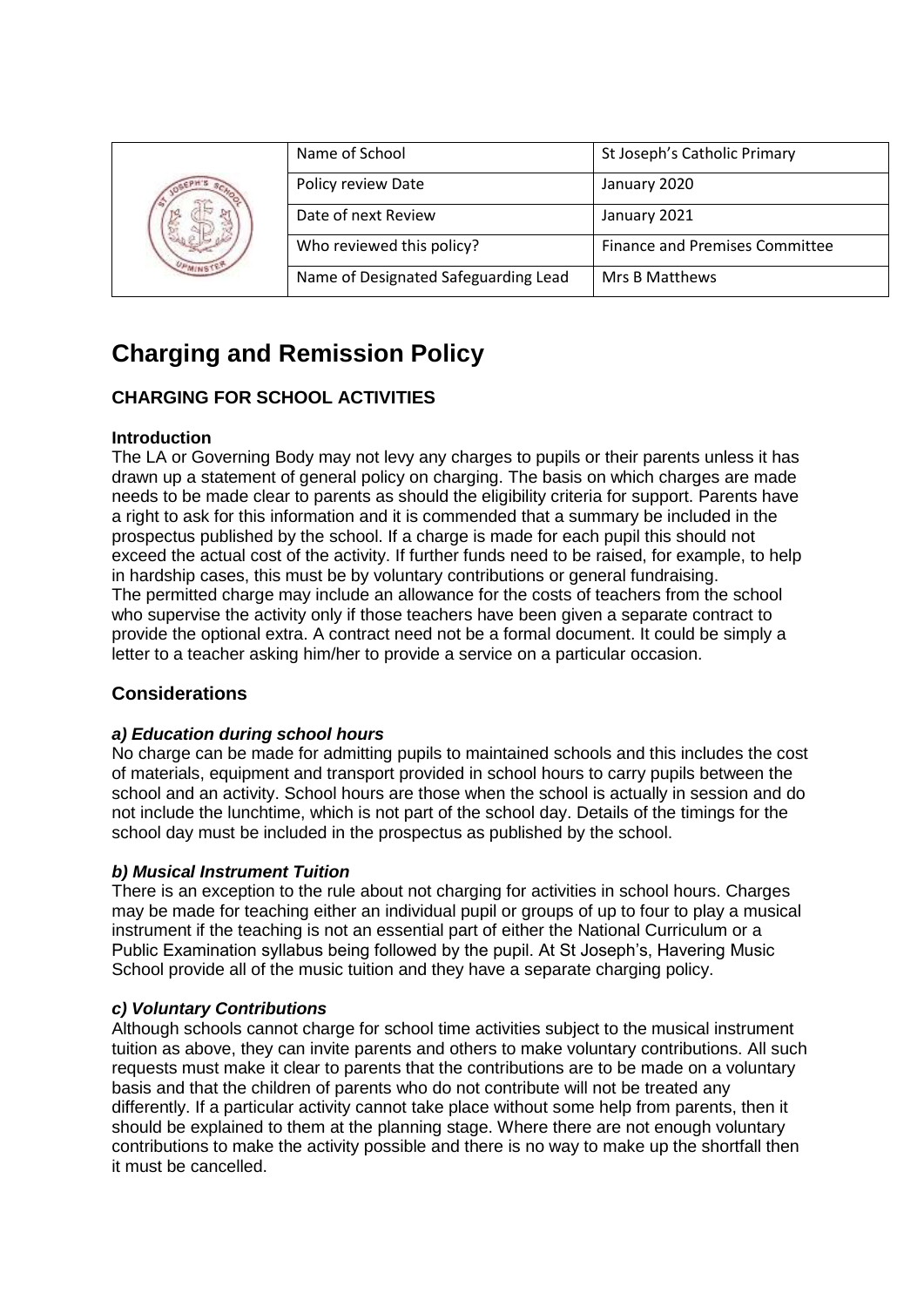| | Name of School | St Joseph's Catholic Primary |
|---|---|---|
| | Policy review Date | January 2020 |
| | Date of next Review | January 2021 |
| | Who reviewed this policy? | Finance and Premises Committee |
| | Name of Designated Safeguarding Lead | Mrs B Matthews |

# Charging and Remission Policy

## CHARGING FOR SCHOOL ACTIVITIES

**Introduction**

The LA or Governing Body may not levy any charges to pupils or their parents unless it has drawn up a statement of general policy on charging. The basis on which charges are made needs to be made clear to parents as should the eligibility criteria for support. Parents have a right to ask for this information and it is commended that a summary be included in the prospectus published by the school. If a charge is made for each pupil this should not exceed the actual cost of the activity. If further funds need to be raised, for example, to help in hardship cases, this must be by voluntary contributions or general fundraising.
The permitted charge may include an allowance for the costs of teachers from the school who supervise the activity only if those teachers have been given a separate contract to provide the optional extra. A contract need not be a formal document. It could be simply a letter to a teacher asking him/her to provide a service on a particular occasion.

## Considerations

***a) Education during school hours***

No charge can be made for admitting pupils to maintained schools and this includes the cost of materials, equipment and transport provided in school hours to carry pupils between the school and an activity. School hours are those when the school is actually in session and do not include the lunchtime, which is not part of the school day. Details of the timings for the school day must be included in the prospectus as published by the school.

***b) Musical Instrument Tuition***

There is an exception to the rule about not charging for activities in school hours. Charges may be made for teaching either an individual pupil or groups of up to four to play a musical instrument if the teaching is not an essential part of either the National Curriculum or a Public Examination syllabus being followed by the pupil. At St Joseph's, Havering Music School provide all of the music tuition and they have a separate charging policy.

***c) Voluntary Contributions***

Although schools cannot charge for school time activities subject to the musical instrument tuition as above, they can invite parents and others to make voluntary contributions. All such requests must make it clear to parents that the contributions are to be made on a voluntary basis and that the children of parents who do not contribute will not be treated any differently. If a particular activity cannot take place without some help from parents, then it should be explained to them at the planning stage. Where there are not enough voluntary contributions to make the activity possible and there is no way to make up the shortfall then it must be cancelled.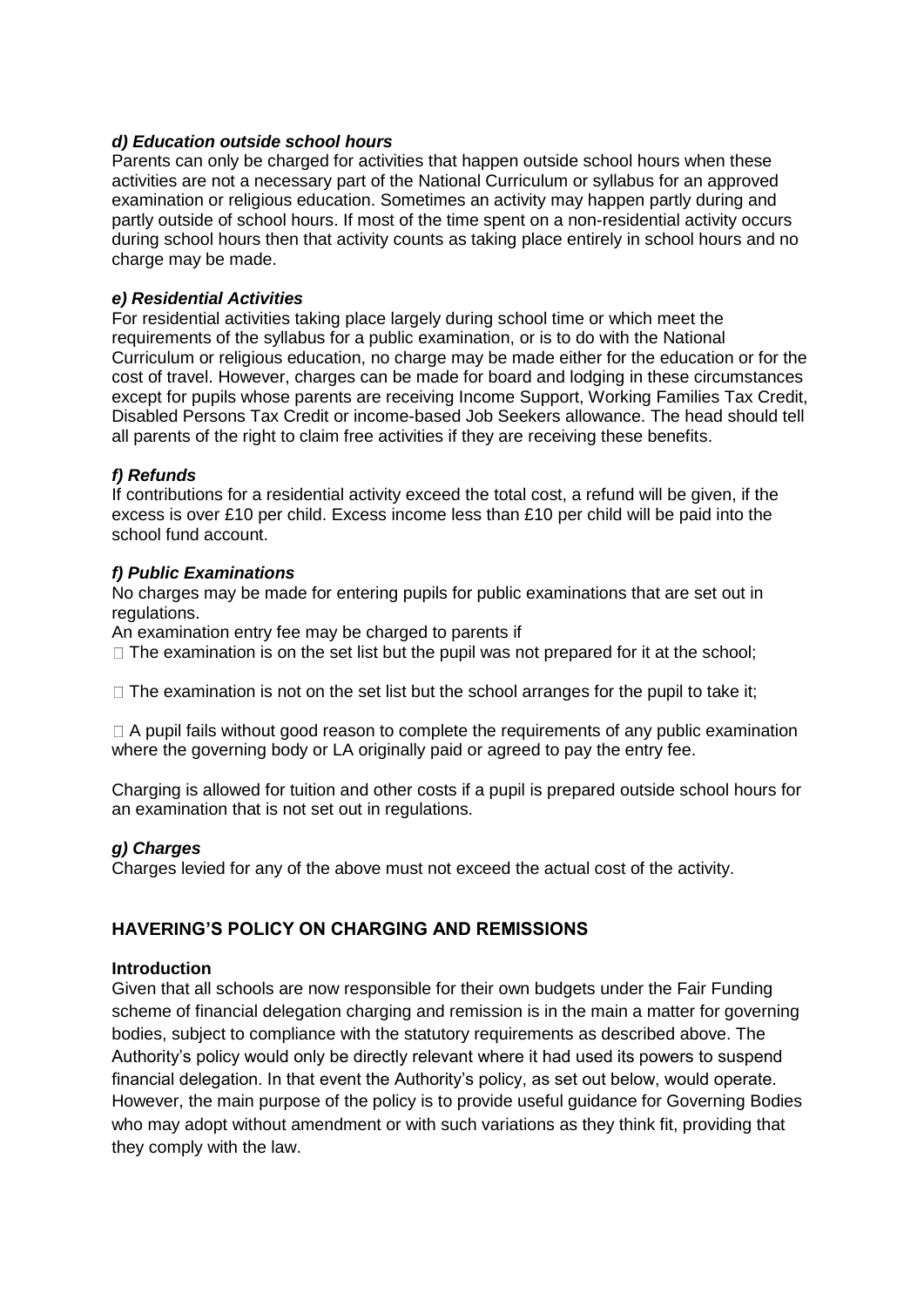### *d) Education outside school hours*

Parents can only be charged for activities that happen outside school hours when these activities are not a necessary part of the National Curriculum or syllabus for an approved examination or religious education. Sometimes an activity may happen partly during and partly outside of school hours. If most of the time spent on a non-residential activity occurs during school hours then that activity counts as taking place entirely in school hours and no charge may be made.

### *e) Residential Activities*

For residential activities taking place largely during school time or which meet the requirements of the syllabus for a public examination, or is to do with the National Curriculum or religious education, no charge may be made either for the education or for the cost of travel. However, charges can be made for board and lodging in these circumstances except for pupils whose parents are receiving Income Support, Working Families Tax Credit, Disabled Persons Tax Credit or income-based Job Seekers allowance. The head should tell all parents of the right to claim free activities if they are receiving these benefits.

### *f) Refunds*

If contributions for a residential activity exceed the total cost, a refund will be given, if the excess is over £10 per child. Excess income less than £10 per child will be paid into the school fund account.

### *f) Public Examinations*

No charges may be made for entering pupils for public examinations that are set out in regulations.

An examination entry fee may be charged to parents if

- The examination is on the set list but the pupil was not prepared for it at the school;
- The examination is not on the set list but the school arranges for the pupil to take it;
- A pupil fails without good reason to complete the requirements of any public examination where the governing body or LA originally paid or agreed to pay the entry fee.

Charging is allowed for tuition and other costs if a pupil is prepared outside school hours for an examination that is not set out in regulations.

### *g) Charges*

Charges levied for any of the above must not exceed the actual cost of the activity.

## HAVERING'S POLICY ON CHARGING AND REMISSIONS

**Introduction**

Given that all schools are now responsible for their own budgets under the Fair Funding scheme of financial delegation charging and remission is in the main a matter for governing bodies, subject to compliance with the statutory requirements as described above. The Authority's policy would only be directly relevant where it had used its powers to suspend financial delegation. In that event the Authority's policy, as set out below, would operate. However, the main purpose of the policy is to provide useful guidance for Governing Bodies who may adopt without amendment or with such variations as they think fit, providing that they comply with the law.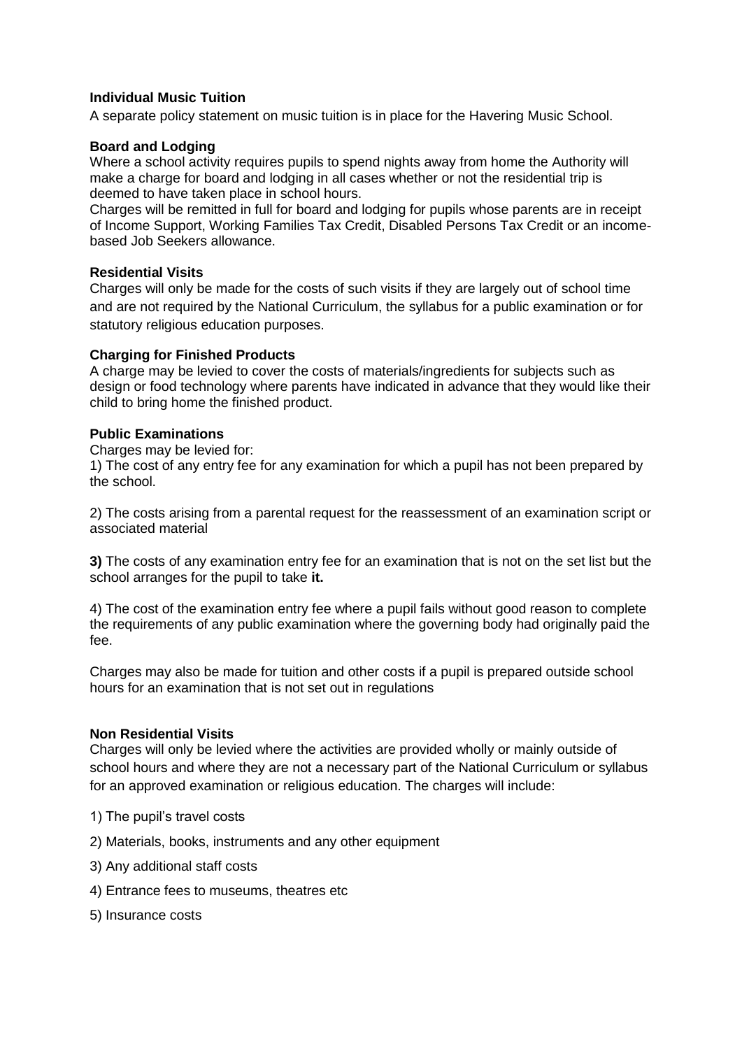**Individual Music Tuition**

A separate policy statement on music tuition is in place for the Havering Music School.

**Board and Lodging**

Where a school activity requires pupils to spend nights away from home the Authority will make a charge for board and lodging in all cases whether or not the residential trip is deemed to have taken place in school hours.

Charges will be remitted in full for board and lodging for pupils whose parents are in receipt of Income Support, Working Families Tax Credit, Disabled Persons Tax Credit or an income-based Job Seekers allowance.

**Residential Visits**

Charges will only be made for the costs of such visits if they are largely out of school time and are not required by the National Curriculum, the syllabus for a public examination or for statutory religious education purposes.

**Charging for Finished Products**

A charge may be levied to cover the costs of materials/ingredients for subjects such as design or food technology where parents have indicated in advance that they would like their child to bring home the finished product.

**Public Examinations**

Charges may be levied for:

1) The cost of any entry fee for any examination for which a pupil has not been prepared by the school.

2) The costs arising from a parental request for the reassessment of an examination script or associated material

**3)** The costs of any examination entry fee for an examination that is not on the set list but the school arranges for the pupil to take **it.**

4) The cost of the examination entry fee where a pupil fails without good reason to complete the requirements of any public examination where the governing body had originally paid the fee.

Charges may also be made for tuition and other costs if a pupil is prepared outside school hours for an examination that is not set out in regulations

**Non Residential Visits**

Charges will only be levied where the activities are provided wholly or mainly outside of school hours and where they are not a necessary part of the National Curriculum or syllabus for an approved examination or religious education. The charges will include:

1) The pupil's travel costs

2) Materials, books, instruments and any other equipment

3) Any additional staff costs

4) Entrance fees to museums, theatres etc

5) Insurance costs